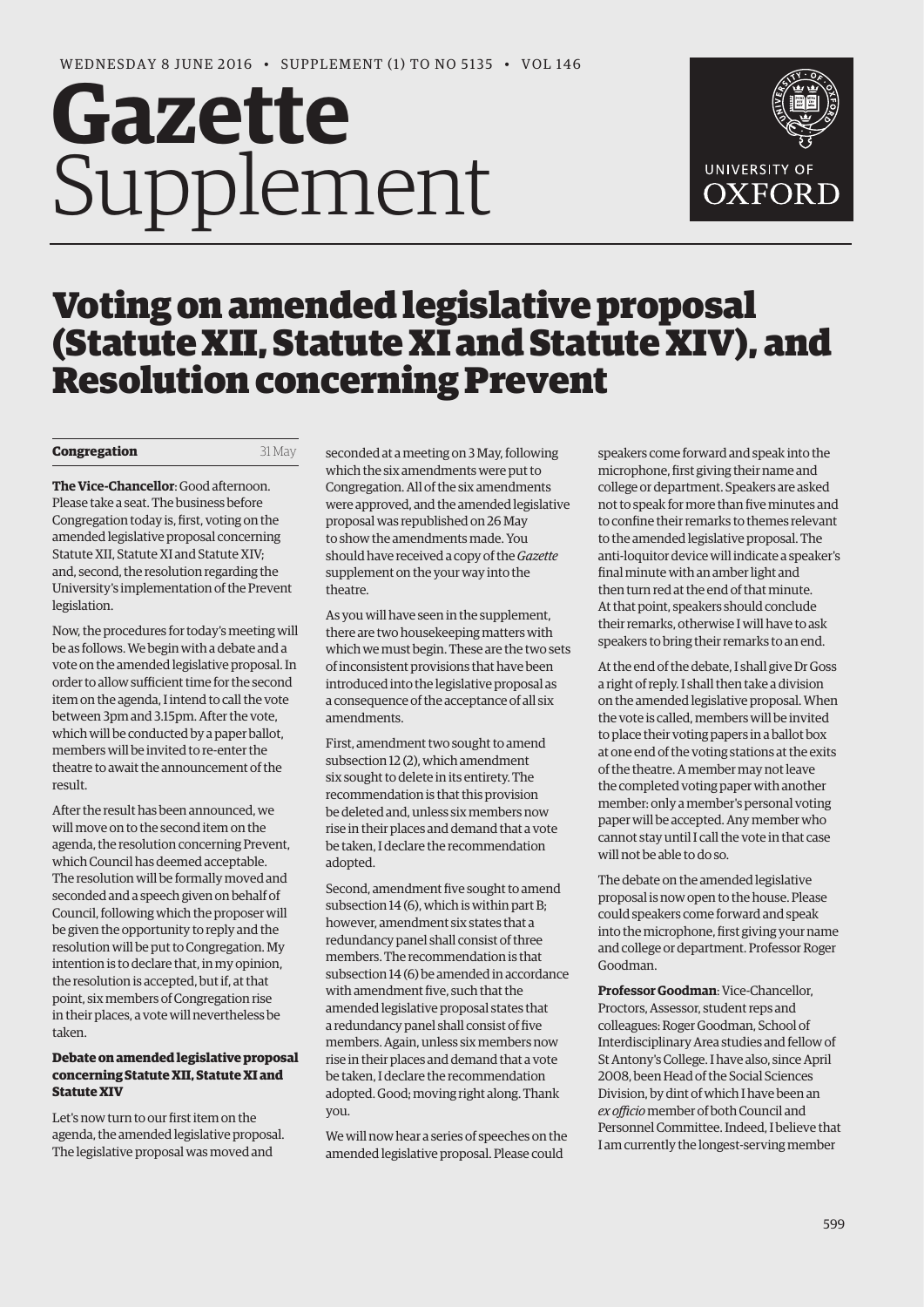WEDNESDAY 8 JUNE 2016 • SUPPLEMENT (1) TO NO 5135 • VOL 146

# Gazette Supplement

# Voting on amended legislative proposal (Statute XII, Statute XI and Statute XIV), and Resolution concerning Prevent

**Congregation** 31 May

**The Vice-Chancellor**: Good afternoon. Please take a seat. The business before Congregation today is, first, voting on the amended legislative proposal concerning Statute XII, Statute XI and Statute XIV; and, second, the resolution regarding the University's implementation of the Prevent legislation.

Now, the procedures for today's meeting will be as follows. We begin with a debate and a vote on the amended legislative proposal. In order to allow sufficient time for the second item on the agenda, I intend to call the vote between 3pm and 3.15pm. After the vote, which will be conducted by a paper ballot, members will be invited to re-enter the theatre to await the announcement of the result.

After the result has been announced, we will move on to the second item on the agenda, the resolution concerning Prevent, which Council has deemed acceptable. The resolution will be formally moved and seconded and a speech given on behalf of Council, following which the proposer will be given the opportunity to reply and the resolution will be put to Congregation. My intention is to declare that, in my opinion, the resolution is accepted, but if, at that point, six members of Congregation rise in their places, a vote will nevertheless be taken.

**Debate on amended legislative proposal concerning Statute XII, Statute XI and Statute XIV**

Let's now turn to our first item on the agenda, the amended legislative proposal. The legislative proposal was moved and seconded at a meeting on 3 May, following which the six amendments were put to Congregation. All of the six amendments were approved, and the amended legislative proposal was republished on 26 May to show the amendments made. You should have received a copy of the *Gazette* supplement on the your way into the theatre.

As you will have seen in the supplement, there are two housekeeping matters with which we must begin. These are the two sets of inconsistent provisions that have been introduced into the legislative proposal as a consequence of the acceptance of all six amendments.

First, amendment two sought to amend subsection 12 (2), which amendment six sought to delete in its entirety. The recommendation is that this provision be deleted and, unless six members now rise in their places and demand that a vote be taken, I declare the recommendation adopted.

Second, amendment five sought to amend subsection 14 (6), which is within part B; however, amendment six states that a redundancy panel shall consist of three members. The recommendation is that subsection 14 (6) be amended in accordance with amendment five, such that the amended legislative proposal states that a redundancy panel shall consist of five members. Again, unless six members now rise in their places and demand that a vote be taken, I declare the recommendation adopted. Good; moving right along. Thank you.

We will now hear a series of speeches on the amended legislative proposal. Please could speakers come forward and speak into the microphone, first giving their name and college or department. Speakers are asked not to speak for more than five minutes and to confine their remarks to themes relevant to the amended legislative proposal. The anti-loquitor device will indicate a speaker's final minute with an amber light and then turn red at the end of that minute. At that point, speakers should conclude their remarks, otherwise I will have to ask speakers to bring their remarks to an end.

At the end of the debate, I shall give Dr Goss a right of reply. I shall then take a division on the amended legislative proposal. When the vote is called, members will be invited to place their voting papers in a ballot box at one end of the voting stations at the exits of the theatre. A member may not leave the completed voting paper with another member: only a member's personal voting paper will be accepted. Any member who cannot stay until I call the vote in that case will not be able to do so.

The debate on the amended legislative proposal is now open to the house. Please could speakers come forward and speak into the microphone, first giving your name and college or department. Professor Roger Goodman.

**Professor Goodman**: Vice-Chancellor, Proctors, Assessor, student reps and colleagues: Roger Goodman, School of Interdisciplinary Area studies and fellow of St Antony's College. I have also, since April 2008, been Head of the Social Sciences Division, by dint of which I have been an *ex officio* member of both Council and Personnel Committee. Indeed, I believe that I am currently the longest-serving member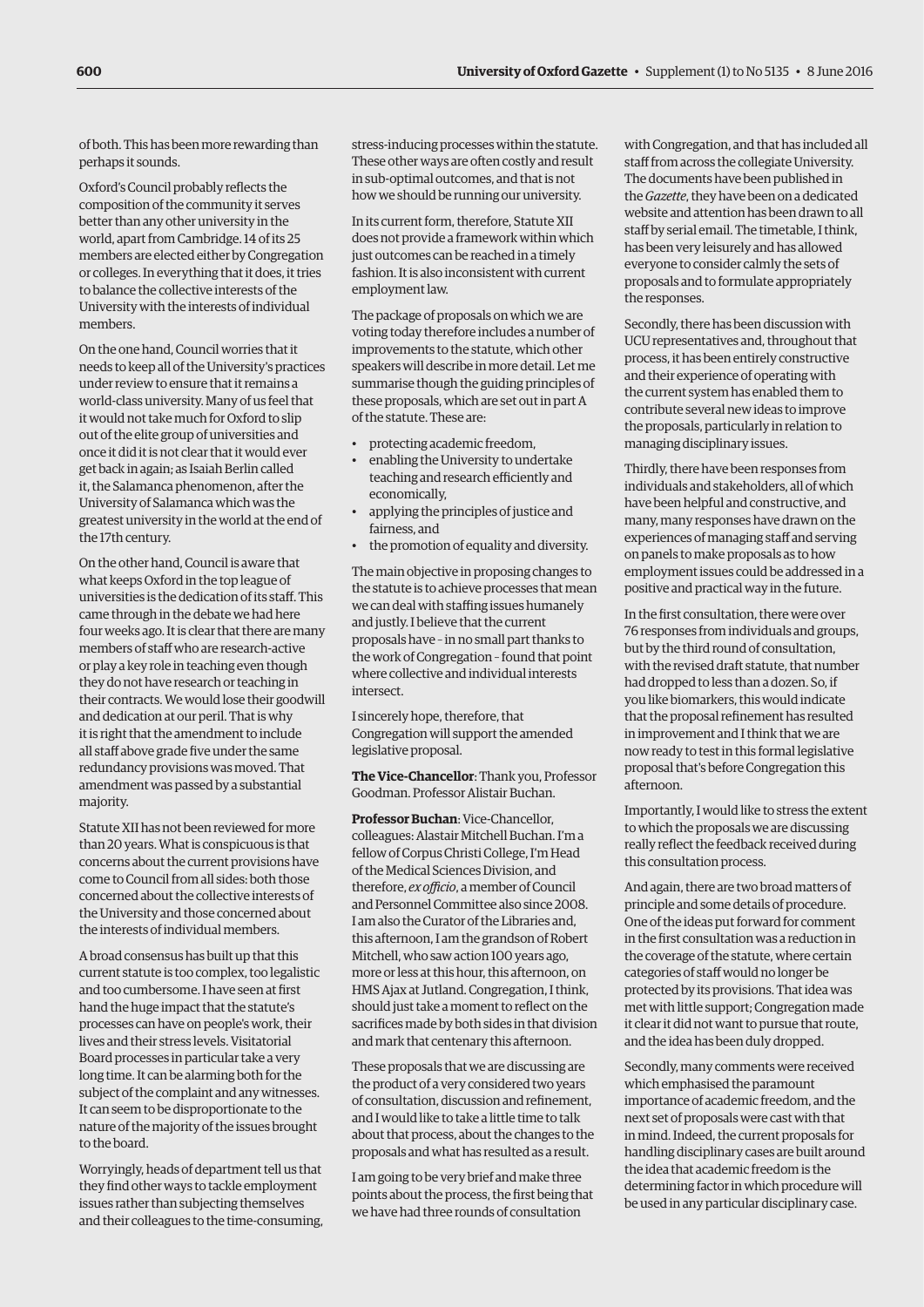of both. This has been more rewarding than perhaps it sounds.

Oxford's Council probably reflects the composition of the community it serves better than any other university in the world, apart from Cambridge. 14 of its 25 members are elected either by Congregation or colleges. In everything that it does, it tries to balance the collective interests of the University with the interests of individual members.

On the one hand, Council worries that it needs to keep all of the University's practices under review to ensure that it remains a world-class university. Many of us feel that it would not take much for Oxford to slip out of the elite group of universities and once it did it is not clear that it would ever get back in again; as Isaiah Berlin called it, the Salamanca phenomenon, after the University of Salamanca which was the greatest university in the world at the end of the 17th century.

On the other hand, Council is aware that what keeps Oxford in the top league of universities is the dedication of its staff. This came through in the debate we had here four weeks ago. It is clear that there are many members of staff who are research-active or play a key role in teaching even though they do not have research or teaching in their contracts. We would lose their goodwill and dedication at our peril. That is why it is right that the amendment to include all staff above grade five under the same redundancy provisions was moved. That amendment was passed by a substantial majority.

Statute XII has not been reviewed for more than 20 years. What is conspicuous is that concerns about the current provisions have come to Council from all sides: both those concerned about the collective interests of the University and those concerned about the interests of individual members.

A broad consensus has built up that this current statute is too complex, too legalistic and too cumbersome. I have seen at first hand the huge impact that the statute's processes can have on people's work, their lives and their stress levels. Visitatorial Board processes in particular take a very long time. It can be alarming both for the subject of the complaint and any witnesses. It can seem to be disproportionate to the nature of the majority of the issues brought to the board.

Worryingly, heads of department tell us that they find other ways to tackle employment issues rather than subjecting themselves and their colleagues to the time-consuming, stress-inducing processes within the statute. These other ways are often costly and result in sub-optimal outcomes, and that is not how we should be running our university.

In its current form, therefore, Statute XII does not provide a framework within which just outcomes can be reached in a timely fashion. It is also inconsistent with current employment law.

The package of proposals on which we are voting today therefore includes a number of improvements to the statute, which other speakers will describe in more detail. Let me summarise though the guiding principles of these proposals, which are set out in part A of the statute. These are:

- protecting academic freedom,
- enabling the University to undertake teaching and research efficiently and economically,
- applying the principles of justice and fairness, and
- the promotion of equality and diversity.

The main objective in proposing changes to the statute is to achieve processes that mean we can deal with staffing issues humanely and justly. I believe that the current proposals have – in no small part thanks to the work of Congregation – found that point where collective and individual interests intersect.

I sincerely hope, therefore, that Congregation will support the amended legislative proposal.

**The Vice-Chancellor**: Thank you, Professor Goodman. Professor Alistair Buchan.

**Professor Buchan**: Vice-Chancellor, colleagues: Alastair Mitchell Buchan. I'm a fellow of Corpus Christi College, I'm Head of the Medical Sciences Division, and therefore, *ex officio*, a member of Council and Personnel Committee also since 2008. I am also the Curator of the Libraries and, this afternoon, I am the grandson of Robert Mitchell, who saw action 100 years ago, more or less at this hour, this afternoon, on HMS Ajax at Jutland. Congregation, I think, should just take a moment to reflect on the sacrifices made by both sides in that division and mark that centenary this afternoon.

These proposals that we are discussing are the product of a very considered two years of consultation, discussion and refinement, and I would like to take a little time to talk about that process, about the changes to the proposals and what has resulted as a result.

I am going to be very brief and make three points about the process, the first being that we have had three rounds of consultation with Congregation, and that has included all staff from across the collegiate University. The documents have been published in the *Gazette*, they have been on a dedicated website and attention has been drawn to all staff by serial email. The timetable, I think, has been very leisurely and has allowed everyone to consider calmly the sets of proposals and to formulate appropriately the responses.

Secondly, there has been discussion with UCU representatives and, throughout that process, it has been entirely constructive and their experience of operating with the current system has enabled them to contribute several new ideas to improve the proposals, particularly in relation to managing disciplinary issues.

Thirdly, there have been responses from individuals and stakeholders, all of which have been helpful and constructive, and many, many responses have drawn on the experiences of managing staff and serving on panels to make proposals as to how employment issues could be addressed in a positive and practical way in the future.

In the first consultation, there were over 76 responses from individuals and groups, but by the third round of consultation, with the revised draft statute, that number had dropped to less than a dozen. So, if you like biomarkers, this would indicate that the proposal refinement has resulted in improvement and I think that we are now ready to test in this formal legislative proposal that's before Congregation this afternoon.

Importantly, I would like to stress the extent to which the proposals we are discussing really reflect the feedback received during this consultation process.

And again, there are two broad matters of principle and some details of procedure. One of the ideas put forward for comment in the first consultation was a reduction in the coverage of the statute, where certain categories of staff would no longer be protected by its provisions. That idea was met with little support; Congregation made it clear it did not want to pursue that route, and the idea has been duly dropped.

Secondly, many comments were received which emphasised the paramount importance of academic freedom, and the next set of proposals were cast with that in mind. Indeed, the current proposals for handling disciplinary cases are built around the idea that academic freedom is the determining factor in which procedure will be used in any particular disciplinary case.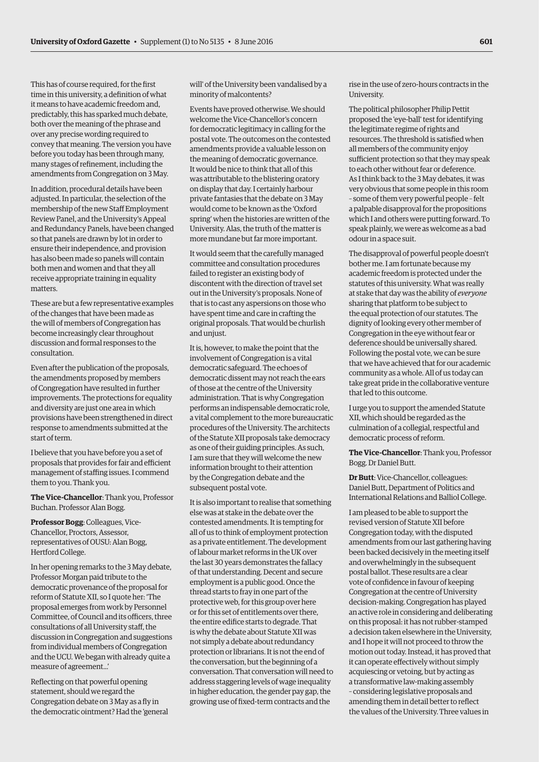This has of course required, for the first time in this university, a definition of what it means to have academic freedom and, predictably, this has sparked much debate, both over the meaning of the phrase and over any precise wording required to convey that meaning. The version you have before you today has been through many, many stages of refinement, including the amendments from Congregation on 3 May.

In addition, procedural details have been adjusted. In particular, the selection of the membership of the new Staff Employment Review Panel, and the University's Appeal and Redundancy Panels, have been changed so that panels are drawn by lot in order to ensure their independence, and provision has also been made so panels will contain both men and women and that they all receive appropriate training in equality matters.

These are but a few representative examples of the changes that have been made as the will of members of Congregation has become increasingly clear throughout discussion and formal responses to the consultation.

Even after the publication of the proposals, the amendments proposed by members of Congregation have resulted in further improvements. The protections for equality and diversity are just one area in which provisions have been strengthened in direct response to amendments submitted at the start of term.

I believe that you have before you a set of proposals that provides for fair and efficient management of staffing issues. I commend them to you. Thank you.

**The Vice-Chancellor**: Thank you, Professor Buchan. Professor Alan Bogg.

**Professor Bogg**: Colleagues, Vice-Chancellor, Proctors, Assessor, representatives of OUSU: Alan Bogg, Hertford College.

In her opening remarks to the 3 May debate, Professor Morgan paid tribute to the democratic provenance of the proposal for reform of Statute XII, so I quote her: 'The proposal emerges from work by Personnel Committee, of Council and its officers, three consultations of all University staff, the discussion in Congregation and suggestions from individual members of Congregation and the UCU. We began with already quite a measure of agreement...'

Reflecting on that powerful opening statement, should we regard the Congregation debate on 3 May as a fly in the democratic ointment? Had the 'general will' of the University been vandalised by a minority of malcontents?

Events have proved otherwise. We should welcome the Vice-Chancellor's concern for democratic legitimacy in calling for the postal vote. The outcomes on the contested amendments provide a valuable lesson on the meaning of democratic governance. It would be nice to think that all of this was attributable to the blistering oratory on display that day. I certainly harbour private fantasies that the debate on 3 May would come to be known as the 'Oxford spring' when the histories are written of the University. Alas, the truth of the matter is more mundane but far more important.

It would seem that the carefully managed committee and consultation procedures failed to register an existing body of discontent with the direction of travel set out in the University's proposals. None of that is to cast any aspersions on those who have spent time and care in crafting the original proposals. That would be churlish and unjust.

It is, however, to make the point that the involvement of Congregation is a vital democratic safeguard. The echoes of democratic dissent may not reach the ears of those at the centre of the University administration. That is why Congregation performs an indispensable democratic role, a vital complement to the more bureaucratic procedures of the University. The architects of the Statute XII proposals take democracy as one of their guiding principles. As such, I am sure that they will welcome the new information brought to their attention by the Congregation debate and the subsequent postal vote.

It is also important to realise that something else was at stake in the debate over the contested amendments. It is tempting for all of us to think of employment protection as a private entitlement. The development of labour market reforms in the UK over the last 30 years demonstrates the fallacy of that understanding. Decent and secure employment is a public good. Once the thread starts to fray in one part of the protective web, for this group over here or for this set of entitlements over there, the entire edifice starts to degrade. That is why the debate about Statute XII was not simply a debate about redundancy protection or librarians. It is not the end of the conversation, but the beginning of a conversation. That conversation will need to address staggering levels of wage inequality in higher education, the gender pay gap, the growing use of fixed-term contracts and the rise in the use of zero-hours contracts in the University.

The political philosopher Philip Pettit proposed the 'eye-ball' test for identifying the legitimate regime of rights and resources. The threshold is satisfied when all members of the community enjoy sufficient protection so that they may speak to each other without fear or deference. As I think back to the 3 May debates, it was very obvious that some people in this room – some of them very powerful people – felt a palpable disapproval for the propositions which I and others were putting forward. To speak plainly, we were as welcome as a bad odour in a space suit.

The disapproval of powerful people doesn't bother me. I am fortunate because my academic freedom is protected under the statutes of this university. What was really at stake that day was the ability of *everyone* sharing that platform to be subject to the equal protection of our statutes. The dignity of looking every other member of Congregation in the eye without fear or deference should be universally shared. Following the postal vote, we can be sure that we have achieved that for our academic community as a whole. All of us today can take great pride in the collaborative venture that led to this outcome.

I urge you to support the amended Statute XII, which should be regarded as the culmination of a collegial, respectful and democratic process of reform.

**The Vice-Chancellor**: Thank you, Professor Bogg. Dr Daniel Butt.

**Dr Butt**: Vice-Chancellor, colleagues: Daniel Butt, Department of Politics and International Relations and Balliol College.

I am pleased to be able to support the revised version of Statute XII before Congregation today, with the disputed amendments from our last gathering having been backed decisively in the meeting itself and overwhelmingly in the subsequent postal ballot. These results are a clear vote of confidence in favour of keeping Congregation at the centre of University decision-making. Congregation has played an active role in considering and deliberating on this proposal: it has not rubber-stamped a decision taken elsewhere in the University, and I hope it will not proceed to throw the motion out today. Instead, it has proved that it can operate effectively without simply acquiescing or vetoing, but by acting as a transformative law-making assembly – considering legislative proposals and amending them in detail better to reflect the values of the University. Three values in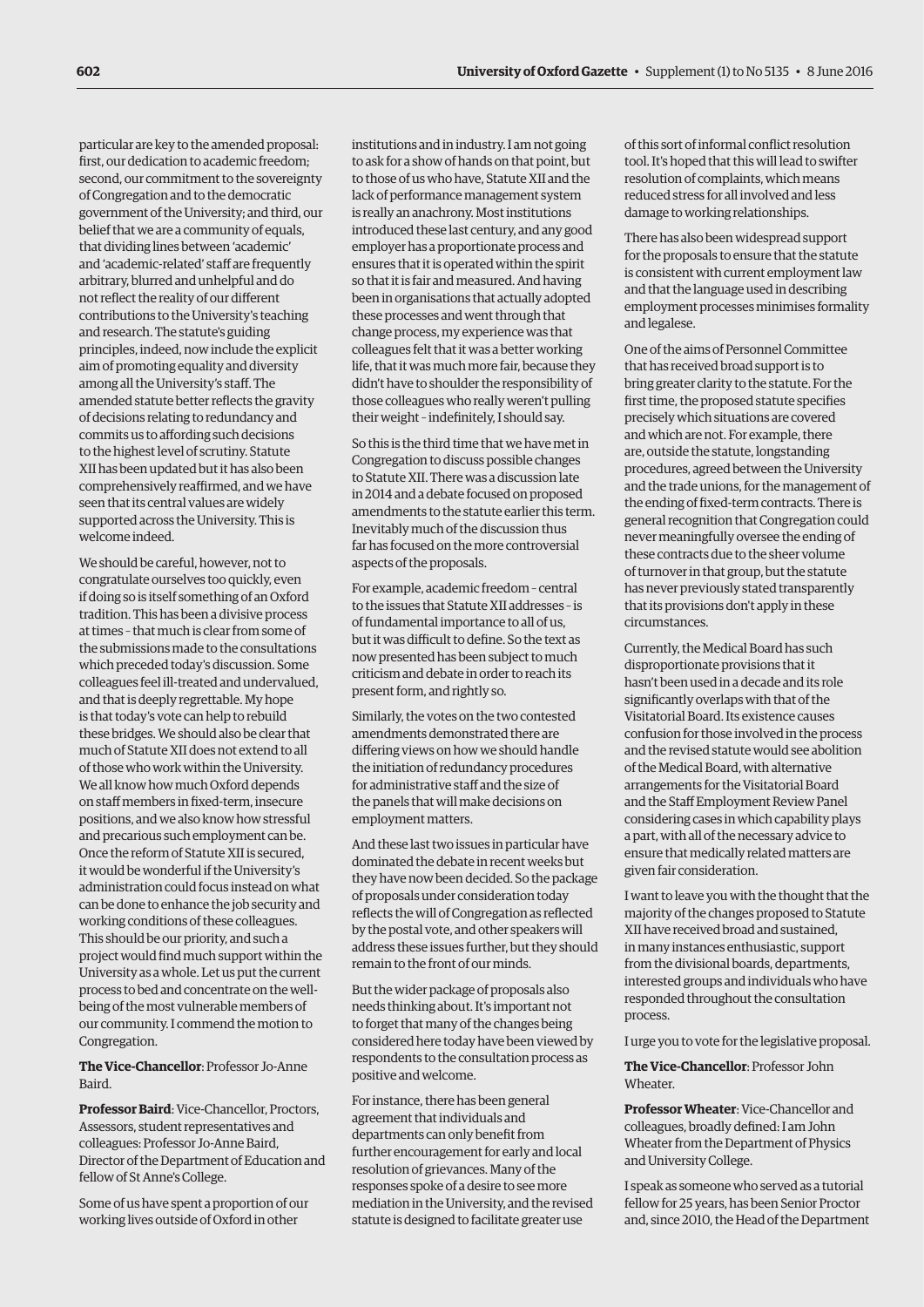particular are key to the amended proposal: first, our dedication to academic freedom; second, our commitment to the sovereignty of Congregation and to the democratic government of the University; and third, our belief that we are a community of equals, that dividing lines between 'academic' and 'academic-related' staff are frequently arbitrary, blurred and unhelpful and do not reflect the reality of our different contributions to the University's teaching and research. The statute's guiding principles, indeed, now include the explicit aim of promoting equality and diversity among all the University's staff. The amended statute better reflects the gravity of decisions relating to redundancy and commits us to affording such decisions to the highest level of scrutiny. Statute XII has been updated but it has also been comprehensively reaffirmed, and we have seen that its central values are widely supported across the University. This is welcome indeed.

We should be careful, however, not to congratulate ourselves too quickly, even if doing so is itself something of an Oxford tradition. This has been a divisive process at times – that much is clear from some of the submissions made to the consultations which preceded today's discussion. Some colleagues feel ill-treated and undervalued, and that is deeply regrettable. My hope is that today's vote can help to rebuild these bridges. We should also be clear that much of Statute XII does not extend to all of those who work within the University. We all know how much Oxford depends on staff members in fixed-term, insecure positions, and we also know how stressful and precarious such employment can be. Once the reform of Statute XII is secured, it would be wonderful if the University's administration could focus instead on what can be done to enhance the job security and working conditions of these colleagues. This should be our priority, and such a project would find much support within the University as a whole. Let us put the current process to bed and concentrate on the well-being of the most vulnerable members of our community. I commend the motion to Congregation.

**The Vice-Chancellor**: Professor Jo-Anne Baird.

**Professor Baird**: Vice-Chancellor, Proctors, Assessors, student representatives and colleagues: Professor Jo-Anne Baird, Director of the Department of Education and fellow of St Anne's College.

Some of us have spent a proportion of our working lives outside of Oxford in other institutions and in industry. I am not going to ask for a show of hands on that point, but to those of us who have, Statute XII and the lack of performance management system is really an anachrony. Most institutions introduced these last century, and any good employer has a proportionate process and ensures that it is operated within the spirit so that it is fair and measured. And having been in organisations that actually adopted these processes and went through that change process, my experience was that colleagues felt that it was a better working life, that it was much more fair, because they didn't have to shoulder the responsibility of those colleagues who really weren't pulling their weight – indefinitely, I should say.

So this is the third time that we have met in Congregation to discuss possible changes to Statute XII. There was a discussion late in 2014 and a debate focused on proposed amendments to the statute earlier this term. Inevitably much of the discussion thus far has focused on the more controversial aspects of the proposals.

For example, academic freedom – central to the issues that Statute XII addresses – is of fundamental importance to all of us, but it was difficult to define. So the text as now presented has been subject to much criticism and debate in order to reach its present form, and rightly so.

Similarly, the votes on the two contested amendments demonstrated there are differing views on how we should handle the initiation of redundancy procedures for administrative staff and the size of the panels that will make decisions on employment matters.

And these last two issues in particular have dominated the debate in recent weeks but they have now been decided. So the package of proposals under consideration today reflects the will of Congregation as reflected by the postal vote, and other speakers will address these issues further, but they should remain to the front of our minds.

But the wider package of proposals also needs thinking about. It's important not to forget that many of the changes being considered here today have been viewed by respondents to the consultation process as positive and welcome.

For instance, there has been general agreement that individuals and departments can only benefit from further encouragement for early and local resolution of grievances. Many of the responses spoke of a desire to see more mediation in the University, and the revised statute is designed to facilitate greater use of this sort of informal conflict resolution tool. It's hoped that this will lead to swifter resolution of complaints, which means reduced stress for all involved and less damage to working relationships.

There has also been widespread support for the proposals to ensure that the statute is consistent with current employment law and that the language used in describing employment processes minimises formality and legalese.

One of the aims of Personnel Committee that has received broad support is to bring greater clarity to the statute. For the first time, the proposed statute specifies precisely which situations are covered and which are not. For example, there are, outside the statute, longstanding procedures, agreed between the University and the trade unions, for the management of the ending of fixed-term contracts. There is general recognition that Congregation could never meaningfully oversee the ending of these contracts due to the sheer volume of turnover in that group, but the statute has never previously stated transparently that its provisions don't apply in these circumstances.

Currently, the Medical Board has such disproportionate provisions that it hasn't been used in a decade and its role significantly overlaps with that of the Visitatorial Board. Its existence causes confusion for those involved in the process and the revised statute would see abolition of the Medical Board, with alternative arrangements for the Visitatorial Board and the Staff Employment Review Panel considering cases in which capability plays a part, with all of the necessary advice to ensure that medically related matters are given fair consideration.

I want to leave you with the thought that the majority of the changes proposed to Statute XII have received broad and sustained, in many instances enthusiastic, support from the divisional boards, departments, interested groups and individuals who have responded throughout the consultation process.

I urge you to vote for the legislative proposal.

**The Vice-Chancellor**: Professor John Wheater.

**Professor Wheater**: Vice-Chancellor and colleagues, broadly defined: I am John Wheater from the Department of Physics and University College.

I speak as someone who served as a tutorial fellow for 25 years, has been Senior Proctor and, since 2010, the Head of the Department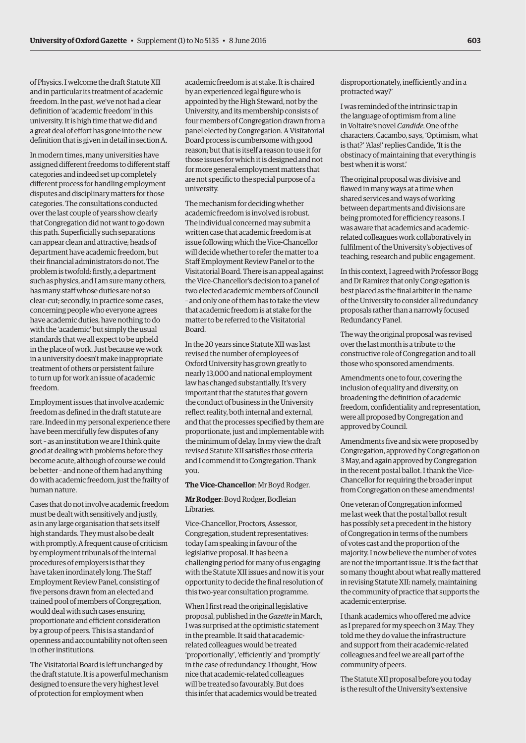of Physics. I welcome the draft Statute XII and in particular its treatment of academic freedom. In the past, we've not had a clear definition of 'academic freedom' in this university. It is high time that we did and a great deal of effort has gone into the new definition that is given in detail in section A.

In modern times, many universities have assigned different freedoms to different staff categories and indeed set up completely different process for handling employment disputes and disciplinary matters for those categories. The consultations conducted over the last couple of years show clearly that Congregation did not want to go down this path. Superficially such separations can appear clean and attractive; heads of department have academic freedom, but their financial administrators do not. The problem is twofold: firstly, a department such as physics, and I am sure many others, has many staff whose duties are not so clear-cut; secondly, in practice some cases, concerning people who everyone agrees have academic duties, have nothing to do with the 'academic' but simply the usual standards that we all expect to be upheld in the place of work. Just because we work in a university doesn't make inappropriate treatment of others or persistent failure to turn up for work an issue of academic freedom.

Employment issues that involve academic freedom as defined in the draft statute are rare. Indeed in my personal experience there have been mercifully few disputes of any sort – as an institution we are I think quite good at dealing with problems before they become acute, although of course we could be better – and none of them had anything do with academic freedom, just the frailty of human nature.

Cases that do not involve academic freedom must be dealt with sensitively and justly, as in any large organisation that sets itself high standards. They must also be dealt with promptly. A frequent cause of criticism by employment tribunals of the internal procedures of employers is that they have taken inordinately long. The Staff Employment Review Panel, consisting of five persons drawn from an elected and trained pool of members of Congregation, would deal with such cases ensuring proportionate and efficient consideration by a group of peers. This is a standard of openness and accountability not often seen in other institutions.

The Visitatorial Board is left unchanged by the draft statute. It is a powerful mechanism designed to ensure the very highest level of protection for employment when academic freedom is at stake. It is chaired by an experienced legal figure who is appointed by the High Steward, not by the University, and its membership consists of four members of Congregation drawn from a panel elected by Congregation. A Visitatorial Board process is cumbersome with good reason; but that is itself a reason to use it for those issues for which it is designed and not for more general employment matters that are not specific to the special purpose of a university.

The mechanism for deciding whether academic freedom is involved is robust. The individual concerned may submit a written case that academic freedom is at issue following which the Vice-Chancellor will decide whether to refer the matter to a Staff Employment Review Panel or to the Visitatorial Board. There is an appeal against the Vice-Chancellor's decision to a panel of two elected academic members of Council – and only one of them has to take the view that academic freedom is at stake for the matter to be referred to the Visitatorial Board.

In the 20 years since Statute XII was last revised the number of employees of Oxford University has grown greatly to nearly 13,000 and national employment law has changed substantially. It's very important that the statutes that govern the conduct of business in the University reflect reality, both internal and external, and that the processes specified by them are proportionate, just and implementable with the minimum of delay. In my view the draft revised Statute XII satisfies those criteria and I commend it to Congregation. Thank you.

**The Vice-Chancellor**: Mr Boyd Rodger.

**Mr Rodger**: Boyd Rodger, Bodleian Libraries.

Vice-Chancellor, Proctors, Assessor, Congregation, student representatives: today I am speaking in favour of the legislative proposal. It has been a challenging period for many of us engaging with the Statute XII issues and now it is your opportunity to decide the final resolution of this two-year consultation programme.

When I first read the original legislative proposal, published in the *Gazette* in March, I was surprised at the optimistic statement in the preamble. It said that academic-related colleagues would be treated 'proportionally', 'efficiently' and 'promptly' in the case of redundancy. I thought, 'How nice that academic-related colleagues will be treated so favourably. But does this infer that academics would be treated disproportionately, inefficiently and in a protracted way?'

I was reminded of the intrinsic trap in the language of optimism from a line in Voltaire's novel *Candide*. One of the characters, Cacambo, says, 'Optimism, what is that?' 'Alas!' replies Candide, 'It is the obstinacy of maintaining that everything is best when it is worst.'

The original proposal was divisive and flawed in many ways at a time when shared services and ways of working between departments and divisions are being promoted for efficiency reasons. I was aware that academics and academic-related colleagues work collaboratively in fulfilment of the University's objectives of teaching, research and public engagement.

In this context, I agreed with Professor Bogg and Dr Ramirez that only Congregation is best placed as the final arbiter in the name of the University to consider all redundancy proposals rather than a narrowly focused Redundancy Panel.

The way the original proposal was revised over the last month is a tribute to the constructive role of Congregation and to all those who sponsored amendments.

Amendments one to four, covering the inclusion of equality and diversity, on broadening the definition of academic freedom, confidentiality and representation, were all proposed by Congregation and approved by Council.

Amendments five and six were proposed by Congregation, approved by Congregation on 3 May, and again approved by Congregation in the recent postal ballot. I thank the Vice-Chancellor for requiring the broader input from Congregation on these amendments!

One veteran of Congregation informed me last week that the postal ballot result has possibly set a precedent in the history of Congregation in terms of the numbers of votes cast and the proportion of the majority. I now believe the number of votes are not the important issue. It is the fact that so many thought about what really mattered in revising Statute XII: namely, maintaining the community of practice that supports the academic enterprise.

I thank academics who offered me advice as I prepared for my speech on 3 May. They told me they do value the infrastructure and support from their academic-related colleagues and feel we are all part of the community of peers.

The Statute XII proposal before you today is the result of the University's extensive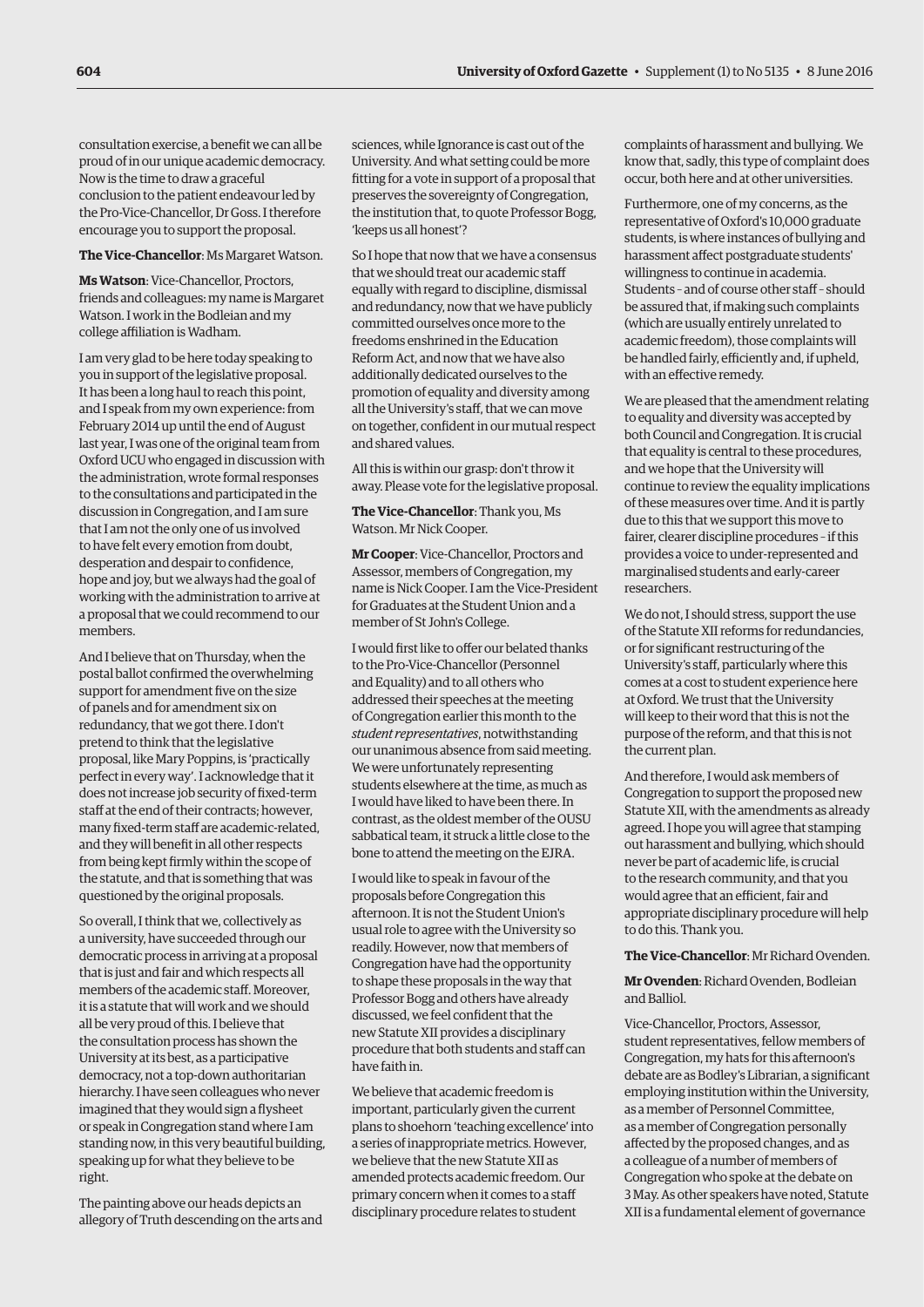consultation exercise, a benefit we can all be proud of in our unique academic democracy. Now is the time to draw a graceful conclusion to the patient endeavour led by the Pro-Vice-Chancellor, Dr Goss. I therefore encourage you to support the proposal.

**The Vice-Chancellor**: Ms Margaret Watson.

**Ms Watson**: Vice-Chancellor, Proctors, friends and colleagues: my name is Margaret Watson. I work in the Bodleian and my college affiliation is Wadham.

I am very glad to be here today speaking to you in support of the legislative proposal. It has been a long haul to reach this point, and I speak from my own experience: from February 2014 up until the end of August last year, I was one of the original team from Oxford UCU who engaged in discussion with the administration, wrote formal responses to the consultations and participated in the discussion in Congregation, and I am sure that I am not the only one of us involved to have felt every emotion from doubt, desperation and despair to confidence, hope and joy, but we always had the goal of working with the administration to arrive at a proposal that we could recommend to our members.

And I believe that on Thursday, when the postal ballot confirmed the overwhelming support for amendment five on the size of panels and for amendment six on redundancy, that we got there. I don't pretend to think that the legislative proposal, like Mary Poppins, is 'practically perfect in every way'. I acknowledge that it does not increase job security of fixed-term staff at the end of their contracts; however, many fixed-term staff are academic-related, and they will benefit in all other respects from being kept firmly within the scope of the statute, and that is something that was questioned by the original proposals.

So overall, I think that we, collectively as a university, have succeeded through our democratic process in arriving at a proposal that is just and fair and which respects all members of the academic staff. Moreover, it is a statute that will work and we should all be very proud of this. I believe that the consultation process has shown the University at its best, as a participative democracy, not a top-down authoritarian hierarchy. I have seen colleagues who never imagined that they would sign a flysheet or speak in Congregation stand where I am standing now, in this very beautiful building, speaking up for what they believe to be right.

The painting above our heads depicts an allegory of Truth descending on the arts and sciences, while Ignorance is cast out of the University. And what setting could be more fitting for a vote in support of a proposal that preserves the sovereignty of Congregation, the institution that, to quote Professor Bogg, 'keeps us all honest'?

So I hope that now that we have a consensus that we should treat our academic staff equally with regard to discipline, dismissal and redundancy, now that we have publicly committed ourselves once more to the freedoms enshrined in the Education Reform Act, and now that we have also additionally dedicated ourselves to the promotion of equality and diversity among all the University's staff, that we can move on together, confident in our mutual respect and shared values.

All this is within our grasp: don't throw it away. Please vote for the legislative proposal.

**The Vice-Chancellor**: Thank you, Ms Watson. Mr Nick Cooper.

**Mr Cooper**: Vice-Chancellor, Proctors and Assessor, members of Congregation, my name is Nick Cooper. I am the Vice-President for Graduates at the Student Union and a member of St John's College.

I would first like to offer our belated thanks to the Pro-Vice-Chancellor (Personnel and Equality) and to all others who addressed their speeches at the meeting of Congregation earlier this month to the *student representatives*, notwithstanding our unanimous absence from said meeting. We were unfortunately representing students elsewhere at the time, as much as I would have liked to have been there. In contrast, as the oldest member of the OUSU sabbatical team, it struck a little close to the bone to attend the meeting on the EJRA.

I would like to speak in favour of the proposals before Congregation this afternoon. It is not the Student Union's usual role to agree with the University so readily. However, now that members of Congregation have had the opportunity to shape these proposals in the way that Professor Bogg and others have already discussed, we feel confident that the new Statute XII provides a disciplinary procedure that both students and staff can have faith in.

We believe that academic freedom is important, particularly given the current plans to shoehorn 'teaching excellence' into a series of inappropriate metrics. However, we believe that the new Statute XII as amended protects academic freedom. Our primary concern when it comes to a staff disciplinary procedure relates to student complaints of harassment and bullying. We know that, sadly, this type of complaint does occur, both here and at other universities.

Furthermore, one of my concerns, as the representative of Oxford's 10,000 graduate students, is where instances of bullying and harassment affect postgraduate students' willingness to continue in academia. Students – and of course other staff – should be assured that, if making such complaints (which are usually entirely unrelated to academic freedom), those complaints will be handled fairly, efficiently and, if upheld, with an effective remedy.

We are pleased that the amendment relating to equality and diversity was accepted by both Council and Congregation. It is crucial that equality is central to these procedures, and we hope that the University will continue to review the equality implications of these measures over time. And it is partly due to this that we support this move to fairer, clearer discipline procedures – if this provides a voice to under-represented and marginalised students and early-career researchers.

We do not, I should stress, support the use of the Statute XII reforms for redundancies, or for significant restructuring of the University's staff, particularly where this comes at a cost to student experience here at Oxford. We trust that the University will keep to their word that this is not the purpose of the reform, and that this is not the current plan.

And therefore, I would ask members of Congregation to support the proposed new Statute XII, with the amendments as already agreed. I hope you will agree that stamping out harassment and bullying, which should never be part of academic life, is crucial to the research community, and that you would agree that an efficient, fair and appropriate disciplinary procedure will help to do this. Thank you.

**The Vice-Chancellor**: Mr Richard Ovenden.

**Mr Ovenden**: Richard Ovenden, Bodleian and Balliol.

Vice-Chancellor, Proctors, Assessor, student representatives, fellow members of Congregation, my hats for this afternoon's debate are as Bodley's Librarian, a significant employing institution within the University, as a member of Personnel Committee, as a member of Congregation personally affected by the proposed changes, and as a colleague of a number of members of Congregation who spoke at the debate on 3 May. As other speakers have noted, Statute XII is a fundamental element of governance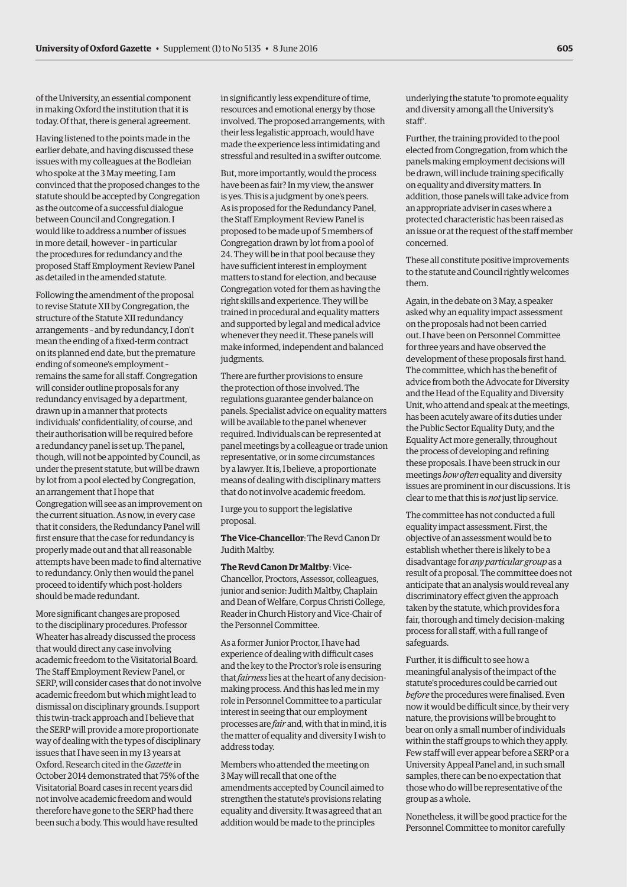of the University, an essential component in making Oxford the institution that it is today. Of that, there is general agreement.

Having listened to the points made in the earlier debate, and having discussed these issues with my colleagues at the Bodleian who spoke at the 3 May meeting, I am convinced that the proposed changes to the statute should be accepted by Congregation as the outcome of a successful dialogue between Council and Congregation. I would like to address a number of issues in more detail, however – in particular the procedures for redundancy and the proposed Staff Employment Review Panel as detailed in the amended statute.

Following the amendment of the proposal to revise Statute XII by Congregation, the structure of the Statute XII redundancy arrangements – and by redundancy, I don't mean the ending of a fixed-term contract on its planned end date, but the premature ending of someone's employment – remains the same for all staff. Congregation will consider outline proposals for any redundancy envisaged by a department, drawn up in a manner that protects individuals' confidentiality, of course, and their authorisation will be required before a redundancy panel is set up. The panel, though, will not be appointed by Council, as under the present statute, but will be drawn by lot from a pool elected by Congregation, an arrangement that I hope that Congregation will see as an improvement on the current situation. As now, in every case that it considers, the Redundancy Panel will first ensure that the case for redundancy is properly made out and that all reasonable attempts have been made to find alternative to redundancy. Only then would the panel proceed to identify which post-holders should be made redundant.

More significant changes are proposed to the disciplinary procedures. Professor Wheater has already discussed the process that would direct any case involving academic freedom to the Visitatorial Board. The Staff Employment Review Panel, or SERP, will consider cases that do not involve academic freedom but which might lead to dismissal on disciplinary grounds. I support this twin-track approach and I believe that the SERP will provide a more proportionate way of dealing with the types of disciplinary issues that I have seen in my 13 years at Oxford. Research cited in the *Gazette* in October 2014 demonstrated that 75% of the Visitatorial Board cases in recent years did not involve academic freedom and would therefore have gone to the SERP had there been such a body. This would have resulted in significantly less expenditure of time, resources and emotional energy by those involved. The proposed arrangements, with their less legalistic approach, would have made the experience less intimidating and stressful and resulted in a swifter outcome.

But, more importantly, would the process have been as fair? In my view, the answer is yes. This is a judgment by one's peers. As is proposed for the Redundancy Panel, the Staff Employment Review Panel is proposed to be made up of 5 members of Congregation drawn by lot from a pool of 24. They will be in that pool because they have sufficient interest in employment matters to stand for election, and because Congregation voted for them as having the right skills and experience. They will be trained in procedural and equality matters and supported by legal and medical advice whenever they need it. These panels will make informed, independent and balanced judgments.

There are further provisions to ensure the protection of those involved. The regulations guarantee gender balance on panels. Specialist advice on equality matters will be available to the panel whenever required. Individuals can be represented at panel meetings by a colleague or trade union representative, or in some circumstances by a lawyer. It is, I believe, a proportionate means of dealing with disciplinary matters that do not involve academic freedom.

I urge you to support the legislative proposal.

**The Vice-Chancellor**: The Revd Canon Dr Judith Maltby.

**The Revd Canon Dr Maltby**: Vice-Chancellor, Proctors, Assessor, colleagues, junior and senior: Judith Maltby, Chaplain and Dean of Welfare, Corpus Christi College, Reader in Church History and Vice-Chair of the Personnel Committee.

As a former Junior Proctor, I have had experience of dealing with difficult cases and the key to the Proctor's role is ensuring that *fairness* lies at the heart of any decision-making process. And this has led me in my role in Personnel Committee to a particular interest in seeing that our employment processes are *fair* and, with that in mind, it is the matter of equality and diversity I wish to address today.

Members who attended the meeting on 3 May will recall that one of the amendments accepted by Council aimed to strengthen the statute's provisions relating equality and diversity. It was agreed that an addition would be made to the principles underlying the statute 'to promote equality and diversity among all the University's staff'.

Further, the training provided to the pool elected from Congregation, from which the panels making employment decisions will be drawn, will include training specifically on equality and diversity matters. In addition, those panels will take advice from an appropriate adviser in cases where a protected characteristic has been raised as an issue or at the request of the staff member concerned.

These all constitute positive improvements to the statute and Council rightly welcomes them.

Again, in the debate on 3 May, a speaker asked why an equality impact assessment on the proposals had not been carried out. I have been on Personnel Committee for three years and have observed the development of these proposals first hand. The committee, which has the benefit of advice from both the Advocate for Diversity and the Head of the Equality and Diversity Unit, who attend and speak at the meetings, has been acutely aware of its duties under the Public Sector Equality Duty, and the Equality Act more generally, throughout the process of developing and refining these proposals. I have been struck in our meetings *how often* equality and diversity issues are prominent in our discussions. It is clear to me that this is *not* just lip service.

The committee has not conducted a full equality impact assessment. First, the objective of an assessment would be to establish whether there is likely to be a disadvantage for *any particular group* as a result of a proposal. The committee does not anticipate that an analysis would reveal any discriminatory effect given the approach taken by the statute, which provides for a fair, thorough and timely decision-making process for all staff, with a full range of safeguards.

Further, it is difficult to see how a meaningful analysis of the impact of the statute's procedures could be carried out *before* the procedures were finalised. Even now it would be difficult since, by their very nature, the provisions will be brought to bear on only a small number of individuals within the staff groups to which they apply. Few staff will ever appear before a SERP or a University Appeal Panel and, in such small samples, there can be no expectation that those who do will be representative of the group as a whole.

Nonetheless, it will be good practice for the Personnel Committee to monitor carefully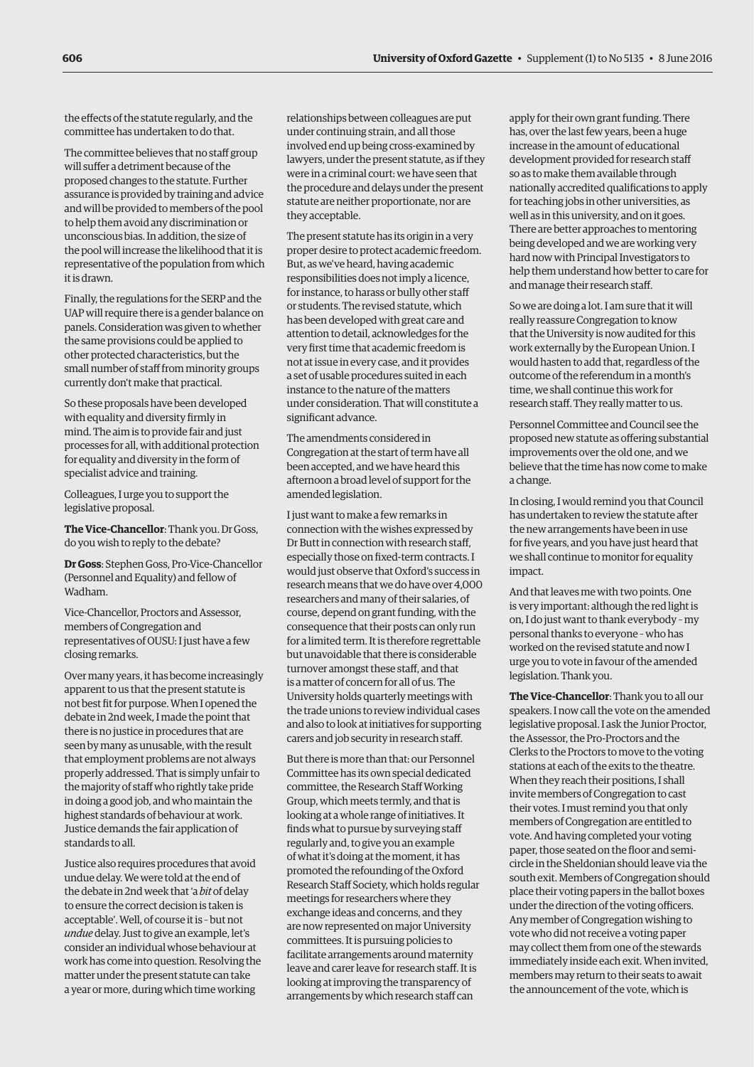the effects of the statute regularly, and the committee has undertaken to do that.

The committee believes that no staff group will suffer a detriment because of the proposed changes to the statute. Further assurance is provided by training and advice and will be provided to members of the pool to help them avoid any discrimination or unconscious bias. In addition, the size of the pool will increase the likelihood that it is representative of the population from which it is drawn.

Finally, the regulations for the SERP and the UAP will require there is a gender balance on panels. Consideration was given to whether the same provisions could be applied to other protected characteristics, but the small number of staff from minority groups currently don't make that practical.

So these proposals have been developed with equality and diversity firmly in mind. The aim is to provide fair and just processes for all, with additional protection for equality and diversity in the form of specialist advice and training.

Colleagues, I urge you to support the legislative proposal.

**The Vice-Chancellor**: Thank you. Dr Goss, do you wish to reply to the debate?

**Dr Goss**: Stephen Goss, Pro-Vice-Chancellor (Personnel and Equality) and fellow of Wadham.

Vice-Chancellor, Proctors and Assessor, members of Congregation and representatives of OUSU: I just have a few closing remarks.

Over many years, it has become increasingly apparent to us that the present statute is not best fit for purpose. When I opened the debate in 2nd week, I made the point that there is no justice in procedures that are seen by many as unusable, with the result that employment problems are not always properly addressed. That is simply unfair to the majority of staff who rightly take pride in doing a good job, and who maintain the highest standards of behaviour at work. Justice demands the fair application of standards to all.

Justice also requires procedures that avoid undue delay. We were told at the end of the debate in 2nd week that 'a *bit* of delay to ensure the correct decision is taken is acceptable'. Well, of course it is – but not *undue* delay. Just to give an example, let's consider an individual whose behaviour at work has come into question. Resolving the matter under the present statute can take a year or more, during which time working relationships between colleagues are put under continuing strain, and all those involved end up being cross-examined by lawyers, under the present statute, as if they were in a criminal court: we have seen that the procedure and delays under the present statute are neither proportionate, nor are they acceptable.

The present statute has its origin in a very proper desire to protect academic freedom. But, as we've heard, having academic responsibilities does not imply a licence, for instance, to harass or bully other staff or students. The revised statute, which has been developed with great care and attention to detail, acknowledges for the very first time that academic freedom is not at issue in every case, and it provides a set of usable procedures suited in each instance to the nature of the matters under consideration. That will constitute a significant advance.

The amendments considered in Congregation at the start of term have all been accepted, and we have heard this afternoon a broad level of support for the amended legislation.

I just want to make a few remarks in connection with the wishes expressed by Dr Butt in connection with research staff, especially those on fixed-term contracts. I would just observe that Oxford's success in research means that we do have over 4,000 researchers and many of their salaries, of course, depend on grant funding, with the consequence that their posts can only run for a limited term. It is therefore regrettable but unavoidable that there is considerable turnover amongst these staff, and that is a matter of concern for all of us. The University holds quarterly meetings with the trade unions to review individual cases and also to look at initiatives for supporting carers and job security in research staff.

But there is more than that: our Personnel Committee has its own special dedicated committee, the Research Staff Working Group, which meets termly, and that is looking at a whole range of initiatives. It finds what to pursue by surveying staff regularly and, to give you an example of what it's doing at the moment, it has promoted the refounding of the Oxford Research Staff Society, which holds regular meetings for researchers where they exchange ideas and concerns, and they are now represented on major University committees. It is pursuing policies to facilitate arrangements around maternity leave and carer leave for research staff. It is looking at improving the transparency of arrangements by which research staff can apply for their own grant funding. There has, over the last few years, been a huge increase in the amount of educational development provided for research staff so as to make them available through nationally accredited qualifications to apply for teaching jobs in other universities, as well as in this university, and on it goes. There are better approaches to mentoring being developed and we are working very hard now with Principal Investigators to help them understand how better to care for and manage their research staff.

So we are doing a lot. I am sure that it will really reassure Congregation to know that the University is now audited for this work externally by the European Union. I would hasten to add that, regardless of the outcome of the referendum in a month's time, we shall continue this work for research staff. They really matter to us.

Personnel Committee and Council see the proposed new statute as offering substantial improvements over the old one, and we believe that the time has now come to make a change.

In closing, I would remind you that Council has undertaken to review the statute after the new arrangements have been in use for five years, and you have just heard that we shall continue to monitor for equality impact.

And that leaves me with two points. One is very important: although the red light is on, I do just want to thank everybody – my personal thanks to everyone – who has worked on the revised statute and now I urge you to vote in favour of the amended legislation. Thank you.

**The Vice-Chancellor**: Thank you to all our speakers. I now call the vote on the amended legislative proposal. I ask the Junior Proctor, the Assessor, the Pro-Proctors and the Clerks to the Proctors to move to the voting stations at each of the exits to the theatre. When they reach their positions, I shall invite members of Congregation to cast their votes. I must remind you that only members of Congregation are entitled to vote. And having completed your voting paper, those seated on the floor and semi-circle in the Sheldonian should leave via the south exit. Members of Congregation should place their voting papers in the ballot boxes under the direction of the voting officers. Any member of Congregation wishing to vote who did not receive a voting paper may collect them from one of the stewards immediately inside each exit. When invited, members may return to their seats to await the announcement of the vote, which is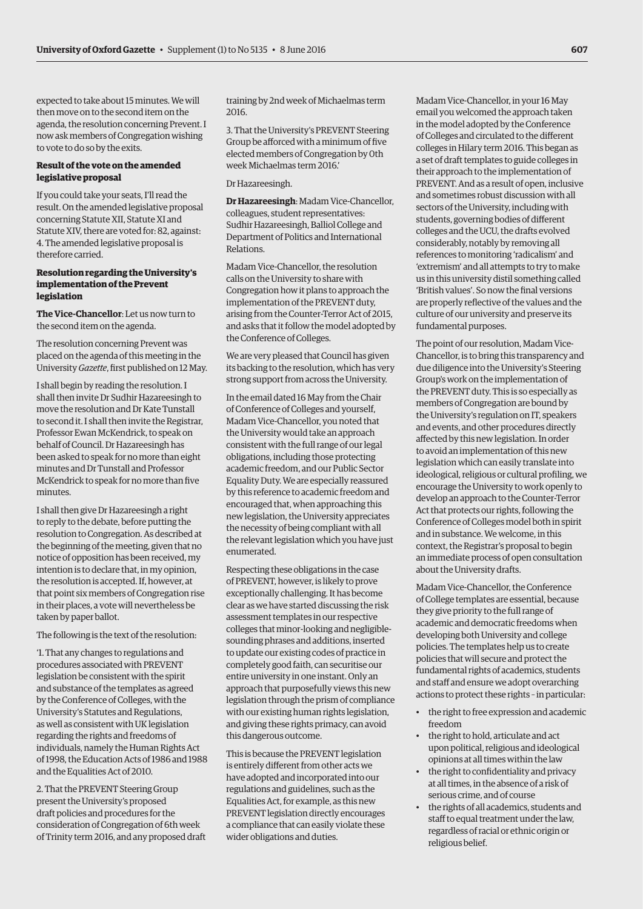expected to take about 15 minutes. We will then move on to the second item on the agenda, the resolution concerning Prevent. I now ask members of Congregation wishing to vote to do so by the exits.

**Result of the vote on the amended legislative proposal**

If you could take your seats, I'll read the result. On the amended legislative proposal concerning Statute XII, Statute XI and Statute XIV, there are voted for: 82, against: 4. The amended legislative proposal is therefore carried.

**Resolution regarding the University's implementation of the Prevent legislation**

**The Vice-Chancellor**: Let us now turn to the second item on the agenda.

The resolution concerning Prevent was placed on the agenda of this meeting in the University *Gazette*, first published on 12 May.

I shall begin by reading the resolution. I shall then invite Dr Sudhir Hazareesingh to move the resolution and Dr Kate Tunstall to second it. I shall then invite the Registrar, Professor Ewan McKendrick, to speak on behalf of Council. Dr Hazareesingh has been asked to speak for no more than eight minutes and Dr Tunstall and Professor McKendrick to speak for no more than five minutes.

I shall then give Dr Hazareesingh a right to reply to the debate, before putting the resolution to Congregation. As described at the beginning of the meeting, given that no notice of opposition has been received, my intention is to declare that, in my opinion, the resolution is accepted. If, however, at that point six members of Congregation rise in their places, a vote will nevertheless be taken by paper ballot.

The following is the text of the resolution:

'1. That any changes to regulations and procedures associated with PREVENT legislation be consistent with the spirit and substance of the templates as agreed by the Conference of Colleges, with the University's Statutes and Regulations, as well as consistent with UK legislation regarding the rights and freedoms of individuals, namely the Human Rights Act of 1998, the Education Acts of 1986 and 1988 and the Equalities Act of 2010.

2. That the PREVENT Steering Group present the University's proposed draft policies and procedures for the consideration of Congregation of 6th week of Trinity term 2016, and any proposed draft training by 2nd week of Michaelmas term 2016.

3. That the University's PREVENT Steering Group be afforced with a minimum of five elected members of Congregation by 0th week Michaelmas term 2016.'

Dr Hazareesingh.

**Dr Hazareesingh**: Madam Vice-Chancellor, colleagues, student representatives: Sudhir Hazareesingh, Balliol College and Department of Politics and International Relations.

Madam Vice-Chancellor, the resolution calls on the University to share with Congregation how it plans to approach the implementation of the PREVENT duty, arising from the Counter-Terror Act of 2015, and asks that it follow the model adopted by the Conference of Colleges.

We are very pleased that Council has given its backing to the resolution, which has very strong support from across the University.

In the email dated 16 May from the Chair of Conference of Colleges and yourself, Madam Vice-Chancellor, you noted that the University would take an approach consistent with the full range of our legal obligations, including those protecting academic freedom, and our Public Sector Equality Duty. We are especially reassured by this reference to academic freedom and encouraged that, when approaching this new legislation, the University appreciates the necessity of being compliant with all the relevant legislation which you have just enumerated.

Respecting these obligations in the case of PREVENT, however, is likely to prove exceptionally challenging. It has become clear as we have started discussing the risk assessment templates in our respective colleges that minor-looking and negligible-sounding phrases and additions, inserted to update our existing codes of practice in completely good faith, can securitise our entire university in one instant. Only an approach that purposefully views this new legislation through the prism of compliance with our existing human rights legislation, and giving these rights primacy, can avoid this dangerous outcome.

This is because the PREVENT legislation is entirely different from other acts we have adopted and incorporated into our regulations and guidelines, such as the Equalities Act, for example, as this new PREVENT legislation directly encourages a compliance that can easily violate these wider obligations and duties.

Madam Vice-Chancellor, in your 16 May email you welcomed the approach taken in the model adopted by the Conference of Colleges and circulated to the different colleges in Hilary term 2016. This began as a set of draft templates to guide colleges in their approach to the implementation of PREVENT. And as a result of open, inclusive and sometimes robust discussion with all sectors of the University, including with students, governing bodies of different colleges and the UCU, the drafts evolved considerably, notably by removing all references to monitoring 'radicalism' and 'extremism' and all attempts to try to make us in this university distil something called 'British values'. So now the final versions are properly reflective of the values and the culture of our university and preserve its fundamental purposes.

The point of our resolution, Madam Vice-Chancellor, is to bring this transparency and due diligence into the University's Steering Group's work on the implementation of the PREVENT duty. This is so especially as members of Congregation are bound by the University's regulation on IT, speakers and events, and other procedures directly affected by this new legislation. In order to avoid an implementation of this new legislation which can easily translate into ideological, religious or cultural profiling, we encourage the University to work openly to develop an approach to the Counter-Terror Act that protects our rights, following the Conference of Colleges model both in spirit and in substance. We welcome, in this context, the Registrar's proposal to begin an immediate process of open consultation about the University drafts.

Madam Vice-Chancellor, the Conference of College templates are essential, because they give priority to the full range of academic and democratic freedoms when developing both University and college policies. The templates help us to create policies that will secure and protect the fundamental rights of academics, students and staff and ensure we adopt overarching actions to protect these rights – in particular:

- the right to free expression and academic freedom
- the right to hold, articulate and act upon political, religious and ideological opinions at all times within the law
- the right to confidentiality and privacy at all times, in the absence of a risk of serious crime, and of course
- the rights of all academics, students and staff to equal treatment under the law, regardless of racial or ethnic origin or religious belief.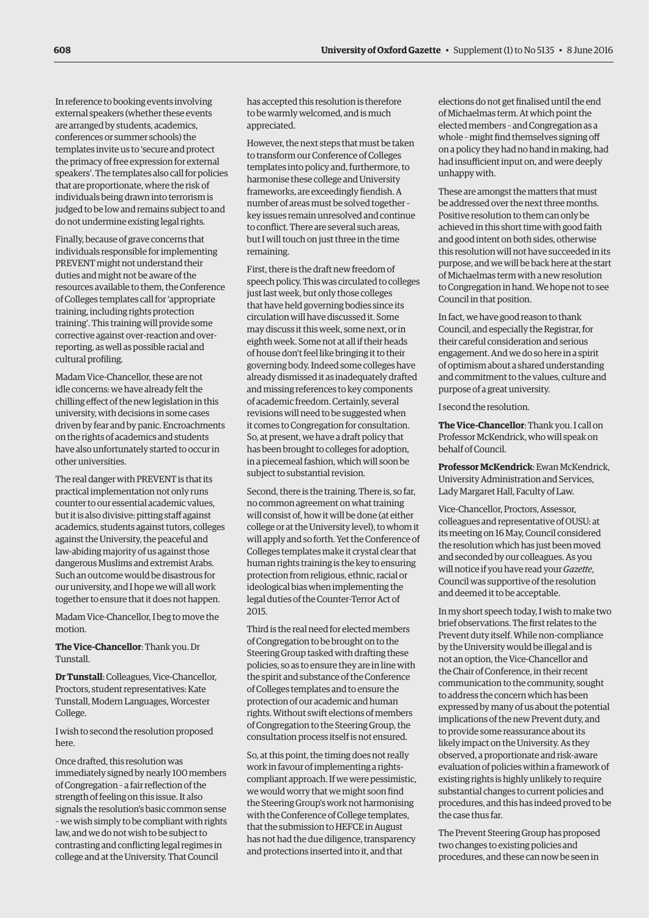In reference to booking events involving external speakers (whether these events are arranged by students, academics, conferences or summer schools) the templates invite us to 'secure and protect the primacy of free expression for external speakers'. The templates also call for policies that are proportionate, where the risk of individuals being drawn into terrorism is judged to be low and remains subject to and do not undermine existing legal rights.

Finally, because of grave concerns that individuals responsible for implementing PREVENT might not understand their duties and might not be aware of the resources available to them, the Conference of Colleges templates call for 'appropriate training, including rights protection training'. This training will provide some corrective against over-reaction and over-reporting, as well as possible racial and cultural profiling.

Madam Vice-Chancellor, these are not idle concerns: we have already felt the chilling effect of the new legislation in this university, with decisions in some cases driven by fear and by panic. Encroachments on the rights of academics and students have also unfortunately started to occur in other universities.

The real danger with PREVENT is that its practical implementation not only runs counter to our essential academic values, but it is also divisive: pitting staff against academics, students against tutors, colleges against the University, the peaceful and law-abiding majority of us against those dangerous Muslims and extremist Arabs. Such an outcome would be disastrous for our university, and I hope we will all work together to ensure that it does not happen.

Madam Vice-Chancellor, I beg to move the motion.

**The Vice-Chancellor**: Thank you. Dr Tunstall.

**Dr Tunstall**: Colleagues, Vice-Chancellor, Proctors, student representatives: Kate Tunstall, Modern Languages, Worcester College.

I wish to second the resolution proposed here.

Once drafted, this resolution was immediately signed by nearly 100 members of Congregation – a fair reflection of the strength of feeling on this issue. It also signals the resolution's basic common sense – we wish simply to be compliant with rights law, and we do not wish to be subject to contrasting and conflicting legal regimes in college and at the University. That Council has accepted this resolution is therefore to be warmly welcomed, and is much appreciated.

However, the next steps that must be taken to transform our Conference of Colleges templates into policy and, furthermore, to harmonise these college and University frameworks, are exceedingly fiendish. A number of areas must be solved together – key issues remain unresolved and continue to conflict. There are several such areas, but I will touch on just three in the time remaining.

First, there is the draft new freedom of speech policy. This was circulated to colleges just last week, but only those colleges that have held governing bodies since its circulation will have discussed it. Some may discuss it this week, some next, or in eighth week. Some not at all if their heads of house don't feel like bringing it to their governing body. Indeed some colleges have already dismissed it as inadequately drafted and missing references to key components of academic freedom. Certainly, several revisions will need to be suggested when it comes to Congregation for consultation. So, at present, we have a draft policy that has been brought to colleges for adoption, in a piecemeal fashion, which will soon be subject to substantial revision.

Second, there is the training. There is, so far, no common agreement on what training will consist of, how it will be done (at either college or at the University level), to whom it will apply and so forth. Yet the Conference of Colleges templates make it crystal clear that human rights training is the key to ensuring protection from religious, ethnic, racial or ideological bias when implementing the legal duties of the Counter-Terror Act of 2015.

Third is the real need for elected members of Congregation to be brought on to the Steering Group tasked with drafting these policies, so as to ensure they are in line with the spirit and substance of the Conference of Colleges templates and to ensure the protection of our academic and human rights. Without swift elections of members of Congregation to the Steering Group, the consultation process itself is not ensured.

So, at this point, the timing does not really work in favour of implementing a rights-compliant approach. If we were pessimistic, we would worry that we might soon find the Steering Group's work not harmonising with the Conference of College templates, that the submission to HEFCE in August has not had the due diligence, transparency and protections inserted into it, and that elections do not get finalised until the end of Michaelmas term. At which point the elected members – and Congregation as a whole – might find themselves signing off on a policy they had no hand in making, had had insufficient input on, and were deeply unhappy with.

These are amongst the matters that must be addressed over the next three months. Positive resolution to them can only be achieved in this short time with good faith and good intent on both sides, otherwise this resolution will not have succeeded in its purpose, and we will be back here at the start of Michaelmas term with a new resolution to Congregation in hand. We hope not to see Council in that position.

In fact, we have good reason to thank Council, and especially the Registrar, for their careful consideration and serious engagement. And we do so here in a spirit of optimism about a shared understanding and commitment to the values, culture and purpose of a great university.

I second the resolution.

**The Vice-Chancellor**: Thank you. I call on Professor McKendrick, who will speak on behalf of Council.

**Professor McKendrick**: Ewan McKendrick, University Administration and Services, Lady Margaret Hall, Faculty of Law.

Vice-Chancellor, Proctors, Assessor, colleagues and representative of OUSU: at its meeting on 16 May, Council considered the resolution which has just been moved and seconded by our colleagues. As you will notice if you have read your *Gazette*, Council was supportive of the resolution and deemed it to be acceptable.

In my short speech today, I wish to make two brief observations. The first relates to the Prevent duty itself. While non-compliance by the University would be illegal and is not an option, the Vice-Chancellor and the Chair of Conference, in their recent communication to the community, sought to address the concern which has been expressed by many of us about the potential implications of the new Prevent duty, and to provide some reassurance about its likely impact on the University. As they observed, a proportionate and risk-aware evaluation of policies within a framework of existing rights is highly unlikely to require substantial changes to current policies and procedures, and this has indeed proved to be the case thus far.

The Prevent Steering Group has proposed two changes to existing policies and procedures, and these can now be seen in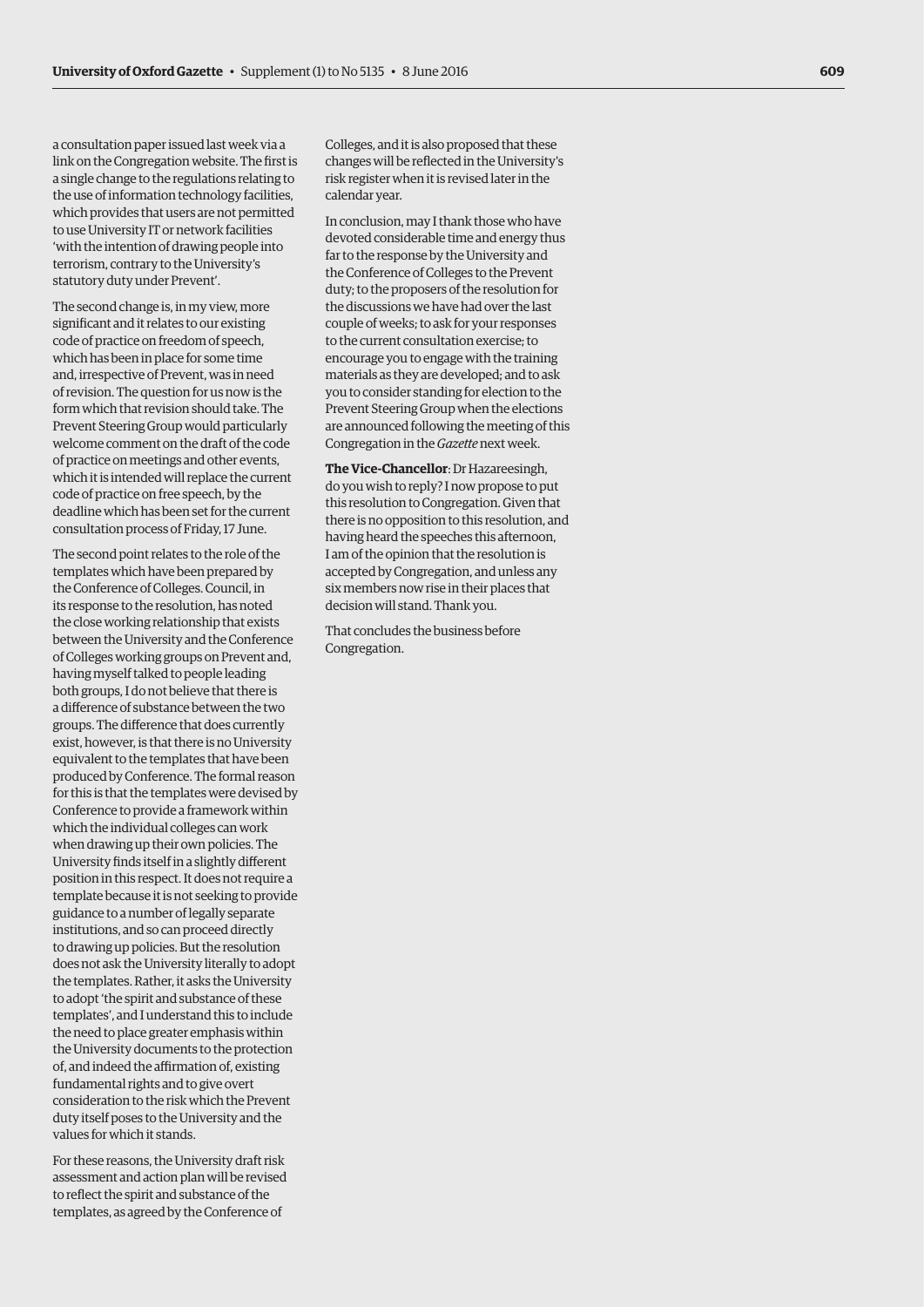a consultation paper issued last week via a link on the Congregation website. The first is a single change to the regulations relating to the use of information technology facilities, which provides that users are not permitted to use University IT or network facilities 'with the intention of drawing people into terrorism, contrary to the University's statutory duty under Prevent'.

The second change is, in my view, more significant and it relates to our existing code of practice on freedom of speech, which has been in place for some time and, irrespective of Prevent, was in need of revision. The question for us now is the form which that revision should take. The Prevent Steering Group would particularly welcome comment on the draft of the code of practice on meetings and other events, which it is intended will replace the current code of practice on free speech, by the deadline which has been set for the current consultation process of Friday, 17 June.

The second point relates to the role of the templates which have been prepared by the Conference of Colleges. Council, in its response to the resolution, has noted the close working relationship that exists between the University and the Conference of Colleges working groups on Prevent and, having myself talked to people leading both groups, I do not believe that there is a difference of substance between the two groups. The difference that does currently exist, however, is that there is no University equivalent to the templates that have been produced by Conference. The formal reason for this is that the templates were devised by Conference to provide a framework within which the individual colleges can work when drawing up their own policies. The University finds itself in a slightly different position in this respect. It does not require a template because it is not seeking to provide guidance to a number of legally separate institutions, and so can proceed directly to drawing up policies. But the resolution does not ask the University literally to adopt the templates. Rather, it asks the University to adopt 'the spirit and substance of these templates', and I understand this to include the need to place greater emphasis within the University documents to the protection of, and indeed the affirmation of, existing fundamental rights and to give overt consideration to the risk which the Prevent duty itself poses to the University and the values for which it stands.

For these reasons, the University draft risk assessment and action plan will be revised to reflect the spirit and substance of the templates, as agreed by the Conference of Colleges, and it is also proposed that these changes will be reflected in the University's risk register when it is revised later in the calendar year.

In conclusion, may I thank those who have devoted considerable time and energy thus far to the response by the University and the Conference of Colleges to the Prevent duty; to the proposers of the resolution for the discussions we have had over the last couple of weeks; to ask for your responses to the current consultation exercise; to encourage you to engage with the training materials as they are developed; and to ask you to consider standing for election to the Prevent Steering Group when the elections are announced following the meeting of this Congregation in the *Gazette* next week.

**The Vice-Chancellor**: Dr Hazareesingh, do you wish to reply? I now propose to put this resolution to Congregation. Given that there is no opposition to this resolution, and having heard the speeches this afternoon, I am of the opinion that the resolution is accepted by Congregation, and unless any six members now rise in their places that decision will stand. Thank you.

That concludes the business before Congregation.